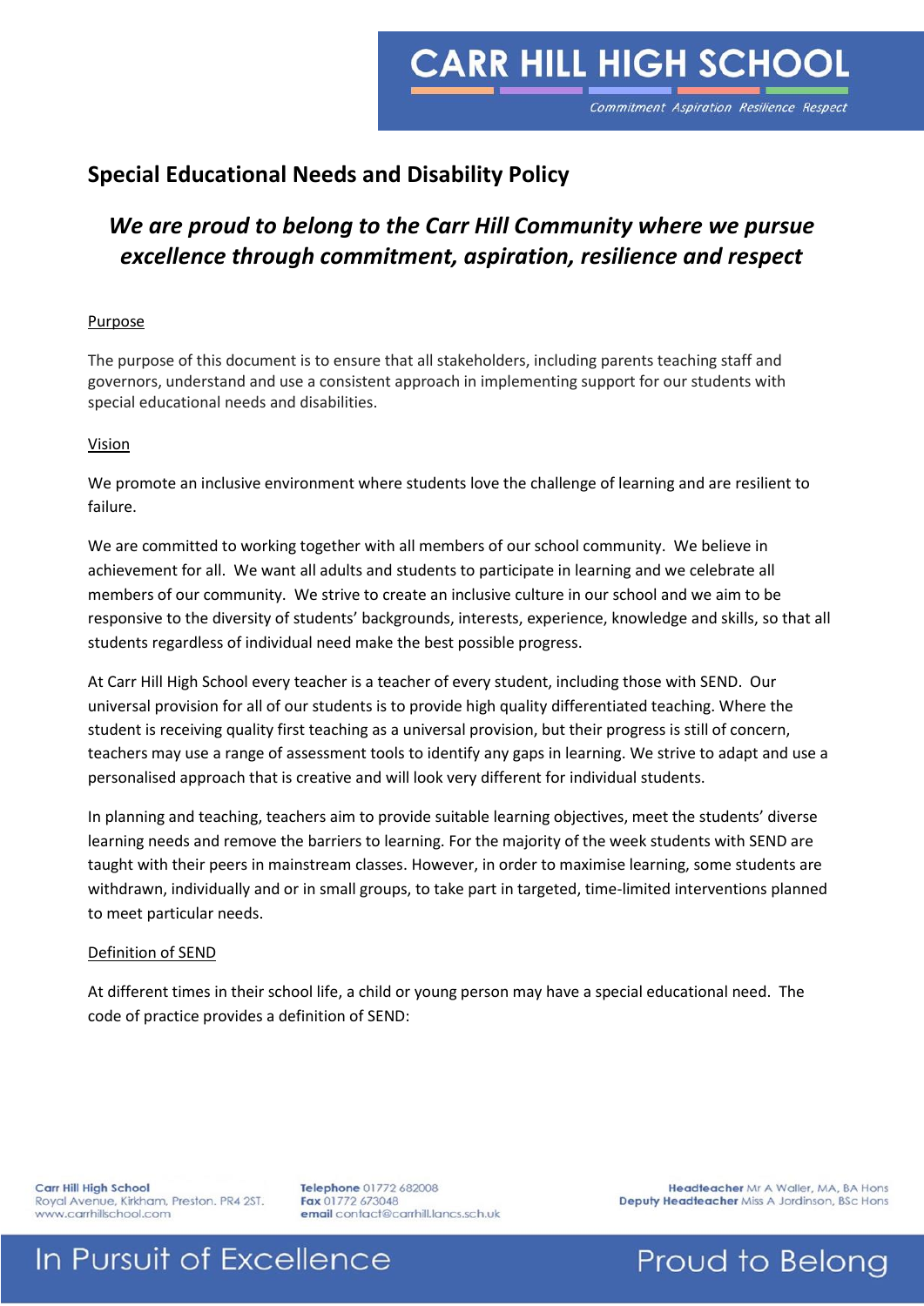## Special Educational Needs and Disability Policy

### *We are proud to belong to the Carr Hill Community where we pursue excellence through commitment, aspiration, resilience and respect*

#### Purpose

The purpose of this document is to ensure that all stakeholders, including parents teaching staff and governors, understand and use a consistent approach in implementing support for our students with special educational needs and disabilities.

#### Vision

We promote an inclusive environment where students love the challenge of learning and are resilient to failure.

We are committed to working together with all members of our school community. We believe in achievement for all. We want all adults and students to participate in learning and we celebrate all members of our community. We strive to create an inclusive culture in our school and we aim to be responsive to the diversity of students' backgrounds, interests, experience, knowledge and skills, so that all students regardless of individual need make the best possible progress.

At Carr Hill High School every teacher is a teacher of every student, including those with SEND. Our universal provision for all of our students is to provide high quality differentiated teaching. Where the student is receiving quality first teaching as a universal provision, but their progress is still of concern, teachers may use a range of assessment tools to identify any gaps in learning. We strive to adapt and use a personalised approach that is creative and will look very different for individual students.

In planning and teaching, teachers aim to provide suitable learning objectives, meet the students' diverse learning needs and remove the barriers to learning. For the majority of the week students with SEND are taught with their peers in mainstream classes. However, in order to maximise learning, some students are withdrawn, individually and or in small groups, to take part in targeted, time-limited interventions planned to meet particular needs.

#### Definition of SEND

At different times in their school life, a child or young person may have a special educational need. The code of practice provides a definition of SEND: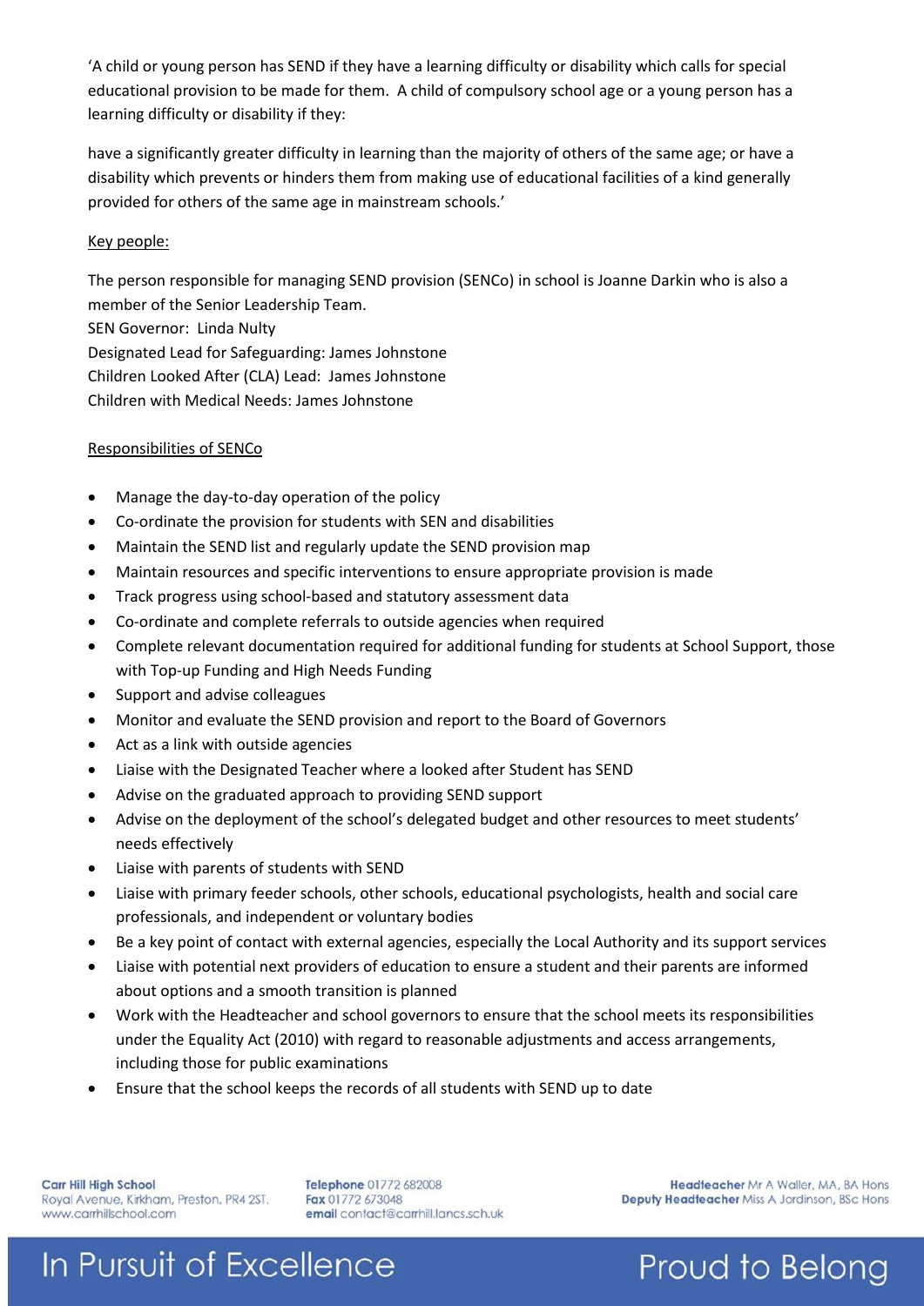'A child or young person has SEND if they have a learning difficulty or disability which calls for special educational provision to be made for them. A child of compulsory school age or a young person has a learning difficulty or disability if they:

have a significantly greater difficulty in learning than the majority of others of the same age; or have a disability which prevents or hinders them from making use of educational facilities of a kind generally provided for others of the same age in mainstream schools.'

Key people:

The person responsible for managing SEND provision (SENCo) in school is Joanne Darkin who is also a member of the Senior Leadership Team.
SEN Governor: Linda Nulty
Designated Lead for Safeguarding: James Johnstone
Children Looked After (CLA) Lead: James Johnstone
Children with Medical Needs: James Johnstone

Responsibilities of SENCo

- Manage the day-to-day operation of the policy
- Co-ordinate the provision for students with SEN and disabilities
- Maintain the SEND list and regularly update the SEND provision map
- Maintain resources and specific interventions to ensure appropriate provision is made
- Track progress using school-based and statutory assessment data
- Co-ordinate and complete referrals to outside agencies when required
- Complete relevant documentation required for additional funding for students at School Support, those with Top-up Funding and High Needs Funding
- Support and advise colleagues
- Monitor and evaluate the SEND provision and report to the Board of Governors
- Act as a link with outside agencies
- Liaise with the Designated Teacher where a looked after Student has SEND
- Advise on the graduated approach to providing SEND support
- Advise on the deployment of the school's delegated budget and other resources to meet students' needs effectively
- Liaise with parents of students with SEND
- Liaise with primary feeder schools, other schools, educational psychologists, health and social care professionals, and independent or voluntary bodies
- Be a key point of contact with external agencies, especially the Local Authority and its support services
- Liaise with potential next providers of education to ensure a student and their parents are informed about options and a smooth transition is planned
- Work with the Headteacher and school governors to ensure that the school meets its responsibilities under the Equality Act (2010) with regard to reasonable adjustments and access arrangements, including those for public examinations
- Ensure that the school keeps the records of all students with SEND up to date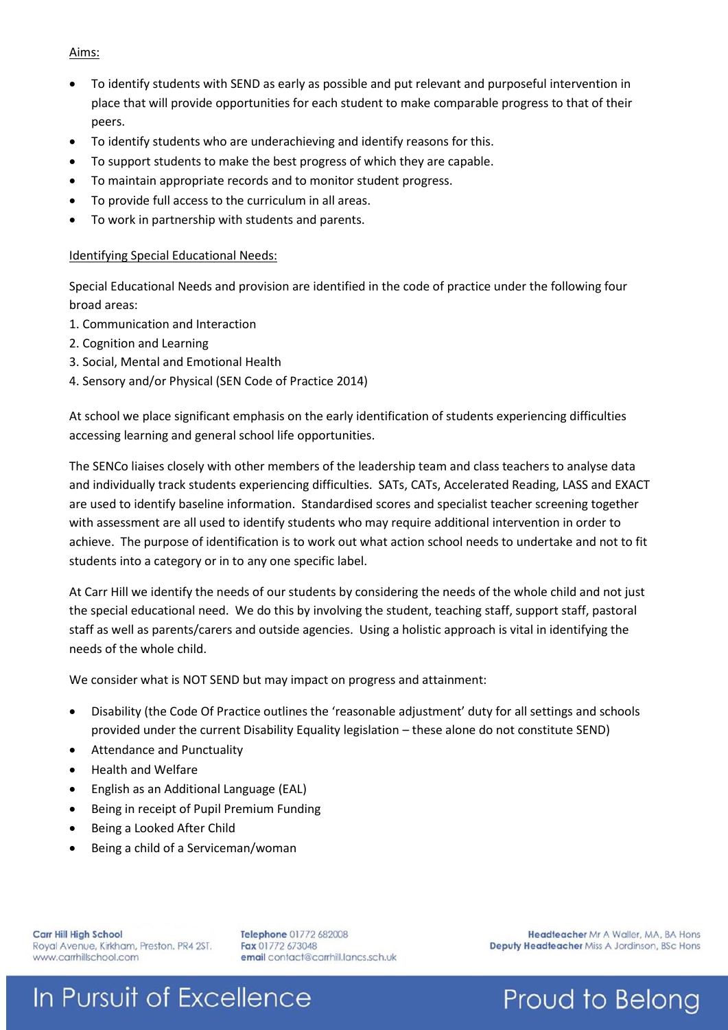Aims:

- To identify students with SEND as early as possible and put relevant and purposeful intervention in place that will provide opportunities for each student to make comparable progress to that of their peers.
- To identify students who are underachieving and identify reasons for this.
- To support students to make the best progress of which they are capable.
- To maintain appropriate records and to monitor student progress.
- To provide full access to the curriculum in all areas.
- To work in partnership with students and parents.

Identifying Special Educational Needs:

Special Educational Needs and provision are identified in the code of practice under the following four broad areas:

1. Communication and Interaction
2. Cognition and Learning
3. Social, Mental and Emotional Health
4. Sensory and/or Physical (SEN Code of Practice 2014)

At school we place significant emphasis on the early identification of students experiencing difficulties accessing learning and general school life opportunities.

The SENCo liaises closely with other members of the leadership team and class teachers to analyse data and individually track students experiencing difficulties. SATs, CATs, Accelerated Reading, LASS and EXACT are used to identify baseline information. Standardised scores and specialist teacher screening together with assessment are all used to identify students who may require additional intervention in order to achieve. The purpose of identification is to work out what action school needs to undertake and not to fit students into a category or in to any one specific label.

At Carr Hill we identify the needs of our students by considering the needs of the whole child and not just the special educational need. We do this by involving the student, teaching staff, support staff, pastoral staff as well as parents/carers and outside agencies. Using a holistic approach is vital in identifying the needs of the whole child.

We consider what is NOT SEND but may impact on progress and attainment:

- Disability (the Code Of Practice outlines the 'reasonable adjustment' duty for all settings and schools provided under the current Disability Equality legislation – these alone do not constitute SEND)
- Attendance and Punctuality
- Health and Welfare
- English as an Additional Language (EAL)
- Being in receipt of Pupil Premium Funding
- Being a Looked After Child
- Being a child of a Serviceman/woman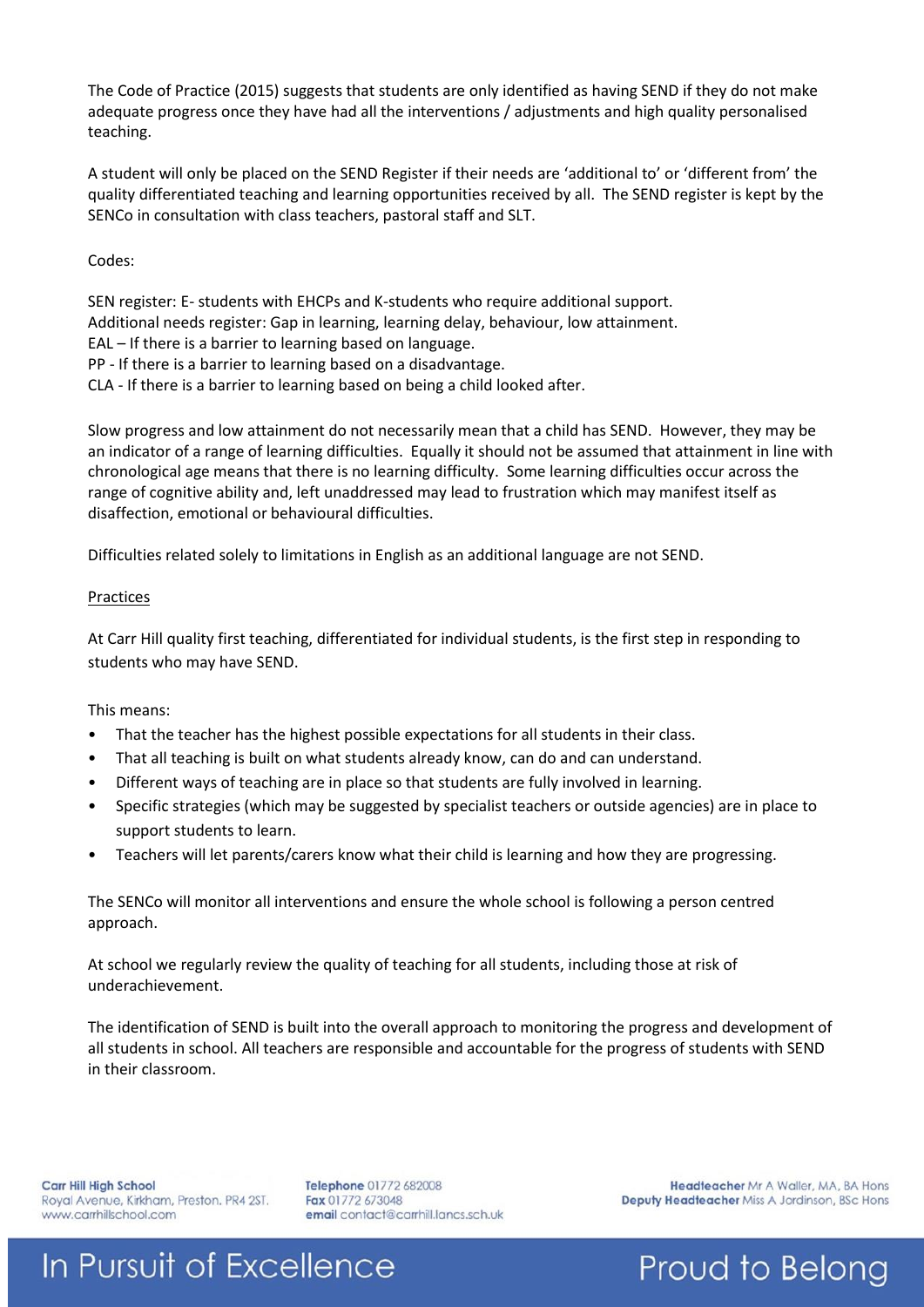The Code of Practice (2015) suggests that students are only identified as having SEND if they do not make adequate progress once they have had all the interventions / adjustments and high quality personalised teaching.

A student will only be placed on the SEND Register if their needs are 'additional to' or 'different from' the quality differentiated teaching and learning opportunities received by all. The SEND register is kept by the SENCo in consultation with class teachers, pastoral staff and SLT.

Codes:

SEN register: E- students with EHCPs and K-students who require additional support.
Additional needs register: Gap in learning, learning delay, behaviour, low attainment.
EAL – If there is a barrier to learning based on language.
PP - If there is a barrier to learning based on a disadvantage.
CLA - If there is a barrier to learning based on being a child looked after.

Slow progress and low attainment do not necessarily mean that a child has SEND. However, they may be an indicator of a range of learning difficulties. Equally it should not be assumed that attainment in line with chronological age means that there is no learning difficulty. Some learning difficulties occur across the range of cognitive ability and, left unaddressed may lead to frustration which may manifest itself as disaffection, emotional or behavioural difficulties.

Difficulties related solely to limitations in English as an additional language are not SEND.

## Practices

At Carr Hill quality first teaching, differentiated for individual students, is the first step in responding to students who may have SEND.

This means:

- That the teacher has the highest possible expectations for all students in their class.
- That all teaching is built on what students already know, can do and can understand.
- Different ways of teaching are in place so that students are fully involved in learning.
- Specific strategies (which may be suggested by specialist teachers or outside agencies) are in place to support students to learn.
- Teachers will let parents/carers know what their child is learning and how they are progressing.

The SENCo will monitor all interventions and ensure the whole school is following a person centred approach.

At school we regularly review the quality of teaching for all students, including those at risk of underachievement.

The identification of SEND is built into the overall approach to monitoring the progress and development of all students in school. All teachers are responsible and accountable for the progress of students with SEND in their classroom.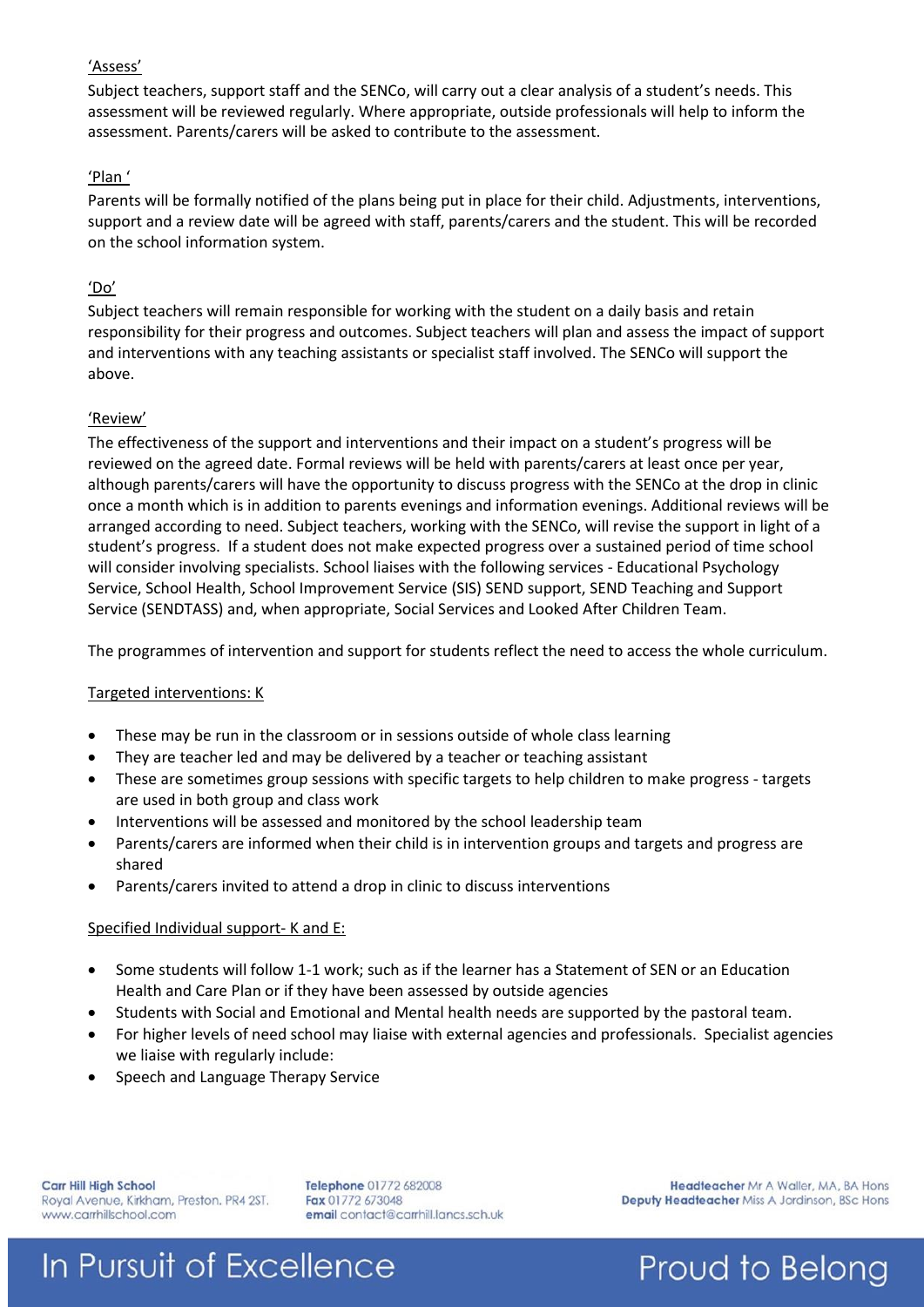'Assess'

Subject teachers, support staff and the SENCo, will carry out a clear analysis of a student's needs. This assessment will be reviewed regularly. Where appropriate, outside professionals will help to inform the assessment. Parents/carers will be asked to contribute to the assessment.

'Plan '

Parents will be formally notified of the plans being put in place for their child. Adjustments, interventions, support and a review date will be agreed with staff, parents/carers and the student. This will be recorded on the school information system.

'Do'

Subject teachers will remain responsible for working with the student on a daily basis and retain responsibility for their progress and outcomes. Subject teachers will plan and assess the impact of support and interventions with any teaching assistants or specialist staff involved. The SENCo will support the above.

'Review'

The effectiveness of the support and interventions and their impact on a student's progress will be reviewed on the agreed date. Formal reviews will be held with parents/carers at least once per year, although parents/carers will have the opportunity to discuss progress with the SENCo at the drop in clinic once a month which is in addition to parents evenings and information evenings. Additional reviews will be arranged according to need. Subject teachers, working with the SENCo, will revise the support in light of a student's progress. If a student does not make expected progress over a sustained period of time school will consider involving specialists. School liaises with the following services - Educational Psychology Service, School Health, School Improvement Service (SIS) SEND support, SEND Teaching and Support Service (SENDTASS) and, when appropriate, Social Services and Looked After Children Team.

The programmes of intervention and support for students reflect the need to access the whole curriculum.

Targeted interventions: K

- These may be run in the classroom or in sessions outside of whole class learning
- They are teacher led and may be delivered by a teacher or teaching assistant
- These are sometimes group sessions with specific targets to help children to make progress - targets are used in both group and class work
- Interventions will be assessed and monitored by the school leadership team
- Parents/carers are informed when their child is in intervention groups and targets and progress are shared
- Parents/carers invited to attend a drop in clinic to discuss interventions

Specified Individual support- K and E:

- Some students will follow 1-1 work; such as if the learner has a Statement of SEN or an Education Health and Care Plan or if they have been assessed by outside agencies
- Students with Social and Emotional and Mental health needs are supported by the pastoral team.
- For higher levels of need school may liaise with external agencies and professionals. Specialist agencies we liaise with regularly include:
- Speech and Language Therapy Service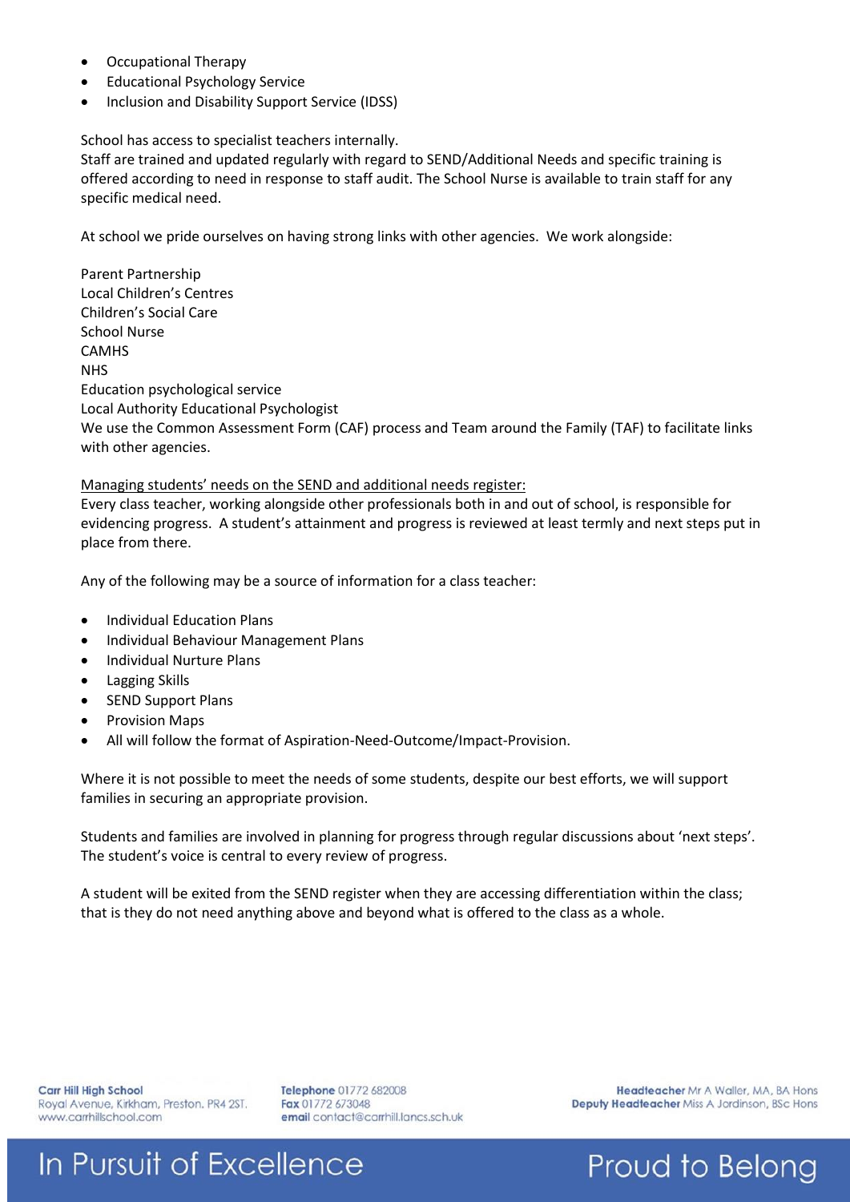- Occupational Therapy
- Educational Psychology Service
- Inclusion and Disability Support Service (IDSS)

School has access to specialist teachers internally.
Staff are trained and updated regularly with regard to SEND/Additional Needs and specific training is offered according to need in response to staff audit. The School Nurse is available to train staff for any specific medical need.

At school we pride ourselves on having strong links with other agencies. We work alongside:

Parent Partnership
Local Children's Centres
Children's Social Care
School Nurse
CAMHS
NHS
Education psychological service
Local Authority Educational Psychologist
We use the Common Assessment Form (CAF) process and Team around the Family (TAF) to facilitate links with other agencies.

<u>Managing students' needs on the SEND and additional needs register:</u>
Every class teacher, working alongside other professionals both in and out of school, is responsible for evidencing progress. A student's attainment and progress is reviewed at least termly and next steps put in place from there.

Any of the following may be a source of information for a class teacher:

- Individual Education Plans
- Individual Behaviour Management Plans
- Individual Nurture Plans
- Lagging Skills
- SEND Support Plans
- Provision Maps
- All will follow the format of Aspiration-Need-Outcome/Impact-Provision.

Where it is not possible to meet the needs of some students, despite our best efforts, we will support families in securing an appropriate provision.

Students and families are involved in planning for progress through regular discussions about 'next steps'. The student's voice is central to every review of progress.

A student will be exited from the SEND register when they are accessing differentiation within the class; that is they do not need anything above and beyond what is offered to the class as a whole.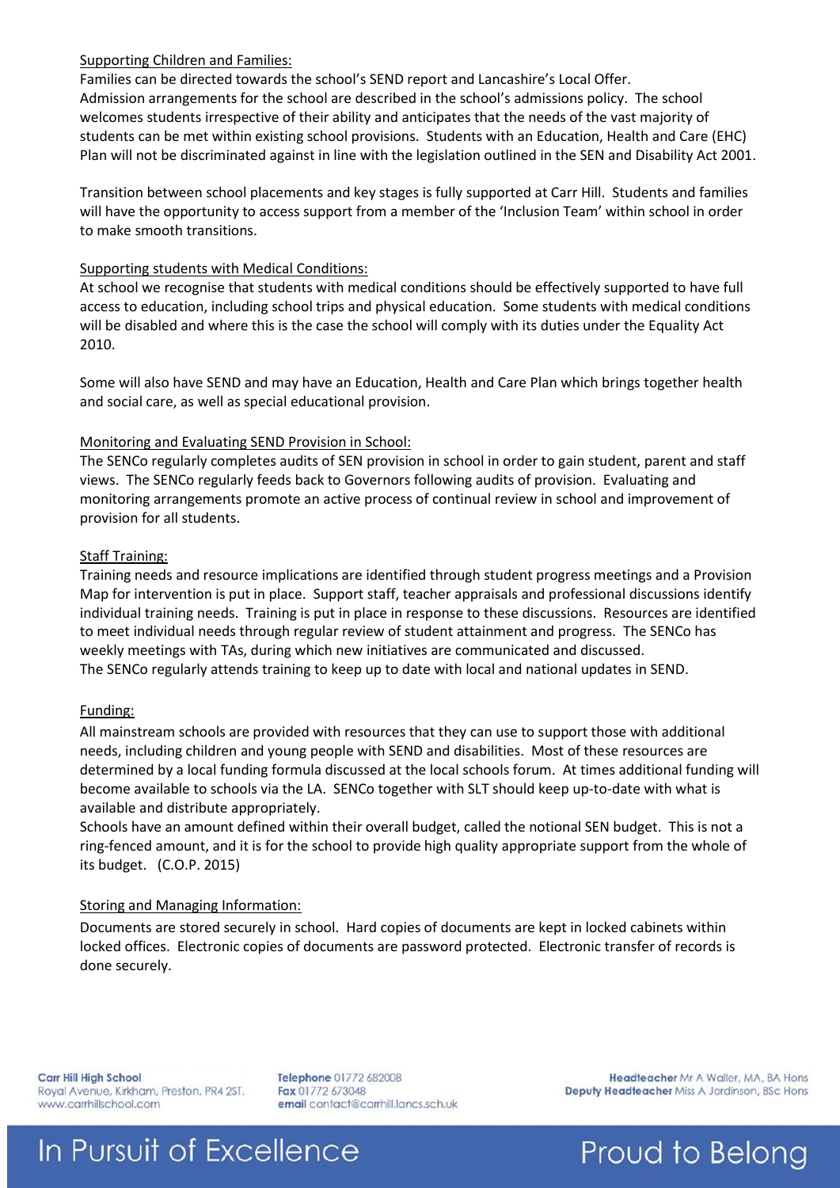## Supporting Children and Families:

Families can be directed towards the school's SEND report and Lancashire's Local Offer.
Admission arrangements for the school are described in the school's admissions policy. The school welcomes students irrespective of their ability and anticipates that the needs of the vast majority of students can be met within existing school provisions. Students with an Education, Health and Care (EHC) Plan will not be discriminated against in line with the legislation outlined in the SEN and Disability Act 2001.

Transition between school placements and key stages is fully supported at Carr Hill. Students and families will have the opportunity to access support from a member of the 'Inclusion Team' within school in order to make smooth transitions.

## Supporting students with Medical Conditions:

At school we recognise that students with medical conditions should be effectively supported to have full access to education, including school trips and physical education. Some students with medical conditions will be disabled and where this is the case the school will comply with its duties under the Equality Act 2010.

Some will also have SEND and may have an Education, Health and Care Plan which brings together health and social care, as well as special educational provision.

## Monitoring and Evaluating SEND Provision in School:

The SENCo regularly completes audits of SEN provision in school in order to gain student, parent and staff views. The SENCo regularly feeds back to Governors following audits of provision. Evaluating and monitoring arrangements promote an active process of continual review in school and improvement of provision for all students.

## Staff Training:

Training needs and resource implications are identified through student progress meetings and a Provision Map for intervention is put in place. Support staff, teacher appraisals and professional discussions identify individual training needs. Training is put in place in response to these discussions. Resources are identified to meet individual needs through regular review of student attainment and progress. The SENCo has weekly meetings with TAs, during which new initiatives are communicated and discussed.
The SENCo regularly attends training to keep up to date with local and national updates in SEND.

## Funding:

All mainstream schools are provided with resources that they can use to support those with additional needs, including children and young people with SEND and disabilities. Most of these resources are determined by a local funding formula discussed at the local schools forum. At times additional funding will become available to schools via the LA. SENCo together with SLT should keep up-to-date with what is available and distribute appropriately.
Schools have an amount defined within their overall budget, called the notional SEN budget. This is not a ring-fenced amount, and it is for the school to provide high quality appropriate support from the whole of its budget. (C.O.P. 2015)

## Storing and Managing Information:

Documents are stored securely in school. Hard copies of documents are kept in locked cabinets within locked offices. Electronic copies of documents are password protected. Electronic transfer of records is done securely.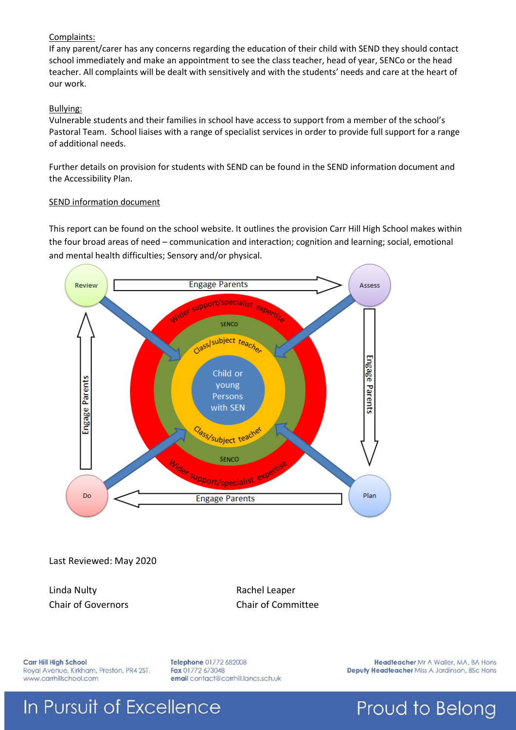Complaints:

If any parent/carer has any concerns regarding the education of their child with SEND they should contact school immediately and make an appointment to see the class teacher, head of year, SENCo or the head teacher. All complaints will be dealt with sensitively and with the students' needs and care at the heart of our work.

Bullying:

Vulnerable students and their families in school have access to support from a member of the school's Pastoral Team. School liaises with a range of specialist services in order to provide full support for a range of additional needs.

Further details on provision for students with SEND can be found in the SEND information document and the Accessibility Plan.

SEND information document

This report can be found on the school website. It outlines the provision Carr Hill High School makes within the four broad areas of need – communication and interaction; cognition and learning; social, emotional and mental health difficulties; Sensory and/or physical.

Review
Engage Parents
Assess
Wider support/specialist expertise
SENCO
Class/subject teacher
Child or young Persons with SEN
Class/subject teacher
SENCO
Wider support/specialist expertise
Engage Parents
Engage Parents
Do
Engage Parents
Plan

Last Reviewed: May 2020

Linda Nulty
Chair of Governors

Rachel Leaper
Chair of Committee